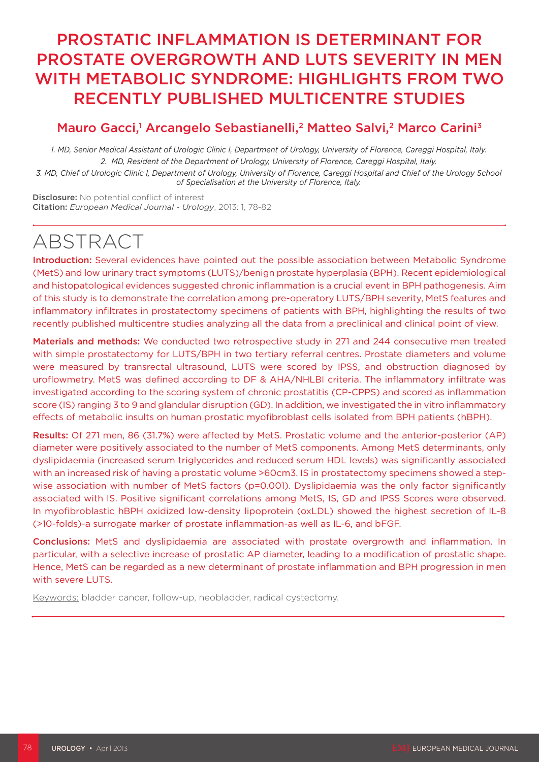# PROSTATIC INFLAMMATION IS DETERMINANT FOR PROSTATE OVERGROWTH AND LUTS SEVERITY IN MEN WITH METABOLIC SYNDROME: HIGHLIGHTS FROM TWO RECENTLY PUBLISHED MULTICENTRE STUDIES

## Mauro Gacci,[1] Arcangelo Sebastianelli,[2] Matteo Salvi,[2] Marco Carini[3]

*1. MD, Senior Medical Assistant of Urologic Clinic I, Department of Urology, University of Florence, Careggi Hospital, Italy.*
*2. MD, Resident of the Department of Urology, University of Florence, Careggi Hospital, Italy.*
*3. MD, Chief of Urologic Clinic I, Department of Urology, University of Florence, Careggi Hospital and Chief of the Urology School of Specialisation at the University of Florence, Italy.*

**Disclosure:** No potential conflict of interest
**Citation:** *European Medical Journal - Urology*, 2013: 1, 78-82

# ABSTRACT

**Introduction:** Several evidences have pointed out the possible association between Metabolic Syndrome (MetS) and low urinary tract symptoms (LUTS)/benign prostate hyperplasia (BPH). Recent epidemiological and histopatological evidences suggested chronic inflammation is a crucial event in BPH pathogenesis. Aim of this study is to demonstrate the correlation among pre-operatory LUTS/BPH severity, MetS features and inflammatory infiltrates in prostatectomy specimens of patients with BPH, highlighting the results of two recently published multicentre studies analyzing all the data from a preclinical and clinical point of view.

**Materials and methods:** We conducted two retrospective study in 271 and 244 consecutive men treated with simple prostatectomy for LUTS/BPH in two tertiary referral centres. Prostate diameters and volume were measured by transrectal ultrasound, LUTS were scored by IPSS, and obstruction diagnosed by uroflowmetry. MetS was defined according to DF & AHA/NHLBI criteria. The inflammatory infiltrate was investigated according to the scoring system of chronic prostatitis (CP-CPPS) and scored as inflammation score (IS) ranging 3 to 9 and glandular disruption (GD). In addition, we investigated the in vitro inflammatory effects of metabolic insults on human prostatic myofibroblast cells isolated from BPH patients (hBPH).

**Results:** Of 271 men, 86 (31.7%) were affected by MetS. Prostatic volume and the anterior-posterior (AP) diameter were positively associated to the number of MetS components. Among MetS determinants, only dyslipidaemia (increased serum triglycerides and reduced serum HDL levels) was significantly associated with an increased risk of having a prostatic volume >60cm3. IS in prostatectomy specimens showed a step-wise association with number of MetS factors (p=0.001). Dyslipidaemia was the only factor significantly associated with IS. Positive significant correlations among MetS, IS, GD and IPSS Scores were observed. In myofibroblastic hBPH oxidized low-density lipoprotein (oxLDL) showed the highest secretion of IL-8 (>10-folds)-a surrogate marker of prostate inflammation-as well as IL-6, and bFGF.

**Conclusions:** MetS and dyslipidaemia are associated with prostate overgrowth and inflammation. In particular, with a selective increase of prostatic AP diameter, leading to a modification of prostatic shape. Hence, MetS can be regarded as a new determinant of prostate inflammation and BPH progression in men with severe LUTS.

Keywords: bladder cancer, follow-up, neobladder, radical cystectomy.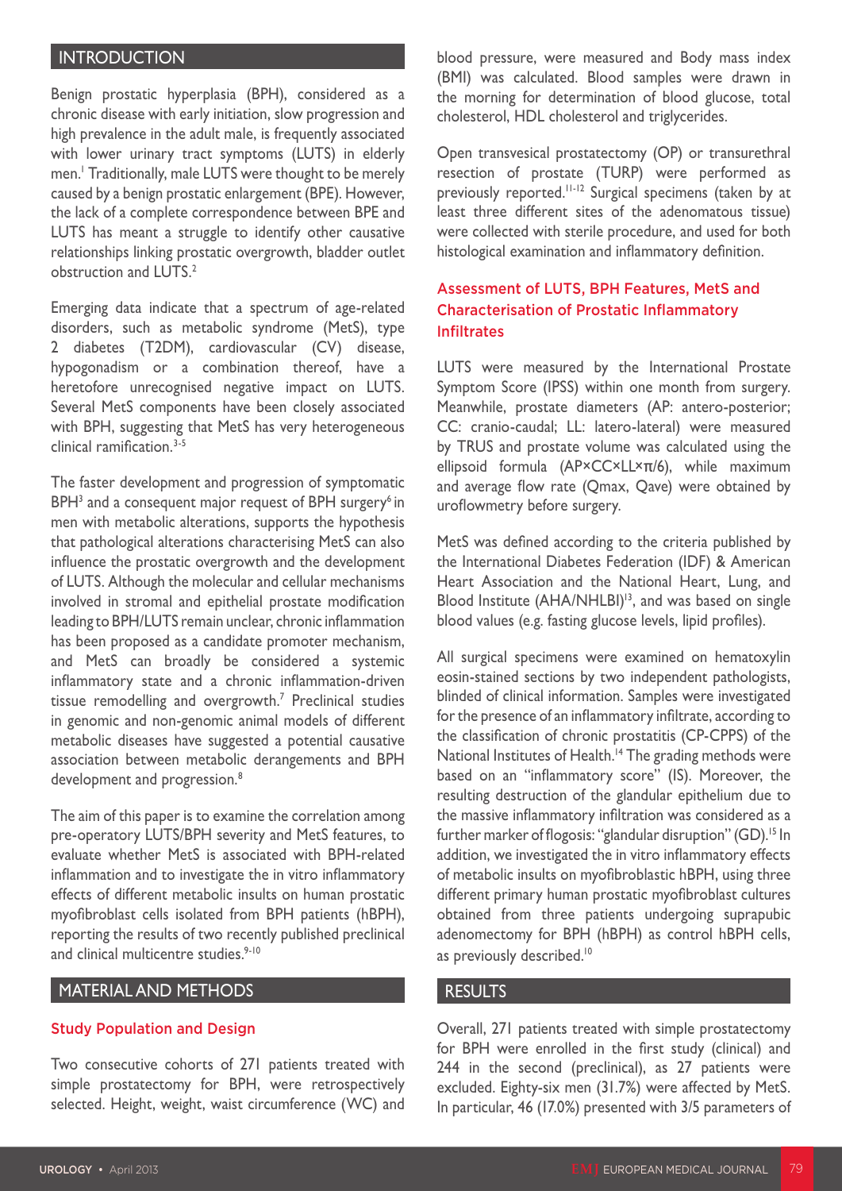## INTRODUCTION

Benign prostatic hyperplasia (BPH), considered as a chronic disease with early initiation, slow progression and high prevalence in the adult male, is frequently associated with lower urinary tract symptoms (LUTS) in elderly men.[1] Traditionally, male LUTS were thought to be merely caused by a benign prostatic enlargement (BPE). However, the lack of a complete correspondence between BPE and LUTS has meant a struggle to identify other causative relationships linking prostatic overgrowth, bladder outlet obstruction and LUTS.[2]

Emerging data indicate that a spectrum of age-related disorders, such as metabolic syndrome (MetS), type 2 diabetes (T2DM), cardiovascular (CV) disease, hypogonadism or a combination thereof, have a heretofore unrecognised negative impact on LUTS. Several MetS components have been closely associated with BPH, suggesting that MetS has very heterogeneous clinical ramification.[3-5]

The faster development and progression of symptomatic BPH[3] and a consequent major request of BPH surgery[6] in men with metabolic alterations, supports the hypothesis that pathological alterations characterising MetS can also influence the prostatic overgrowth and the development of LUTS. Although the molecular and cellular mechanisms involved in stromal and epithelial prostate modification leading to BPH/LUTS remain unclear, chronic inflammation has been proposed as a candidate promoter mechanism, and MetS can broadly be considered a systemic inflammatory state and a chronic inflammation-driven tissue remodelling and overgrowth.[7] Preclinical studies in genomic and non-genomic animal models of different metabolic diseases have suggested a potential causative association between metabolic derangements and BPH development and progression.[8]

The aim of this paper is to examine the correlation among pre-operatory LUTS/BPH severity and MetS features, to evaluate whether MetS is associated with BPH-related inflammation and to investigate the in vitro inflammatory effects of different metabolic insults on human prostatic myofibroblast cells isolated from BPH patients (hBPH), reporting the results of two recently published preclinical and clinical multicentre studies.[9-10]

## MATERIAL AND METHODS

### Study Population and Design

Two consecutive cohorts of 271 patients treated with simple prostatectomy for BPH, were retrospectively selected. Height, weight, waist circumference (WC) and blood pressure, were measured and Body mass index (BMI) was calculated. Blood samples were drawn in the morning for determination of blood glucose, total cholesterol, HDL cholesterol and triglycerides.

Open transvesical prostatectomy (OP) or transurethral resection of prostate (TURP) were performed as previously reported.[11-12] Surgical specimens (taken by at least three different sites of the adenomatous tissue) were collected with sterile procedure, and used for both histological examination and inflammatory definition.

### Assessment of LUTS, BPH Features, MetS and Characterisation of Prostatic Inflammatory Infiltrates

LUTS were measured by the International Prostate Symptom Score (IPSS) within one month from surgery. Meanwhile, prostate diameters (AP: antero-posterior; CC: cranio-caudal; LL: latero-lateral) were measured by TRUS and prostate volume was calculated using the ellipsoid formula ($AP \times CC \times LL \times \pi/6$), while maximum and average flow rate (Qmax, Qave) were obtained by uroflowmetry before surgery.

MetS was defined according to the criteria published by the International Diabetes Federation (IDF) & American Heart Association and the National Heart, Lung, and Blood Institute (AHA/NHLBI)[13], and was based on single blood values (e.g. fasting glucose levels, lipid profiles).

All surgical specimens were examined on hematoxylin eosin-stained sections by two independent pathologists, blinded of clinical information. Samples were investigated for the presence of an inflammatory infiltrate, according to the classification of chronic prostatitis (CP-CPPS) of the National Institutes of Health.[14] The grading methods were based on an "inflammatory score" (IS). Moreover, the resulting destruction of the glandular epithelium due to the massive inflammatory infiltration was considered as a further marker of flogosis: "glandular disruption" (GD).[15] In addition, we investigated the in vitro inflammatory effects of metabolic insults on myofibroblastic hBPH, using three different primary human prostatic myofibroblast cultures obtained from three patients undergoing suprapubic adenomectomy for BPH (hBPH) as control hBPH cells, as previously described.[10]

## RESULTS

Overall, 271 patients treated with simple prostatectomy for BPH were enrolled in the first study (clinical) and 244 in the second (preclinical), as 27 patients were excluded. Eighty-six men (31.7%) were affected by MetS. In particular, 46 (17.0%) presented with 3/5 parameters of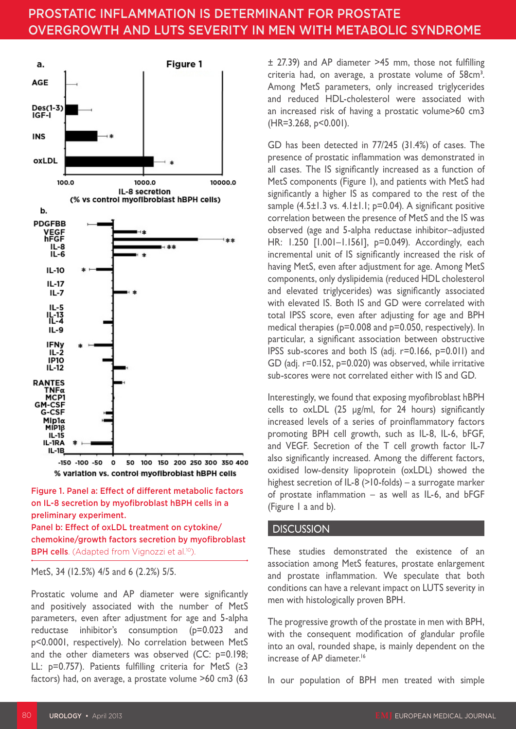Figure 1. Panel a: Effect of different metabolic factors on IL-8 secretion by myofibroblast hBPH cells in a preliminary experiment.
Panel b: Effect of oxLDL treatment on cytokine/chemokine/growth factors secretion by myofibroblast BPH cells. (Adapted from Vignozzi et al.[10]).

MetS, 34 (12.5%) 4/5 and 6 (2.2%) 5/5.

Prostatic volume and AP diameter were significantly and positively associated with the number of MetS parameters, even after adjustment for age and 5-alpha reductase inhibitor's consumption (p=0.023 and p<0.0001, respectively). No correlation between MetS and the other diameters was observed (CC: p=0.198; LL: p=0.757). Patients fulfilling criteria for MetS (≥3 factors) had, on average, a prostate volume >60 cm3 (63 ± 27.39) and AP diameter >45 mm, those not fulfilling criteria had, on average, a prostate volume of 58cm$^3$. Among MetS parameters, only increased triglycerides and reduced HDL-cholesterol were associated with an increased risk of having a prostatic volume>60 cm3 (HR=3.268, p<0.001).

GD has been detected in 77/245 (31.4%) of cases. The presence of prostatic inflammation was demonstrated in all cases. The IS significantly increased as a function of MetS components (Figure 1), and patients with MetS had significantly a higher IS as compared to the rest of the sample (4.5±1.3 vs. 4.1±1.1; p=0.04). A significant positive correlation between the presence of MetS and the IS was observed (age and 5-alpha reductase inhibitor–adjusted HR: 1.250 [1.001–1.1561], p=0.049). Accordingly, each incremental unit of IS significantly increased the risk of having MetS, even after adjustment for age. Among MetS components, only dyslipidemia (reduced HDL cholesterol and elevated triglycerides) was significantly associated with elevated IS. Both IS and GD were correlated with total IPSS score, even after adjusting for age and BPH medical therapies (p=0.008 and p=0.050, respectively). In particular, a significant association between obstructive IPSS sub-scores and both IS (adj. r=0.166, p=0.011) and GD (adj. r=0.152, p=0.020) was observed, while irritative sub-scores were not correlated either with IS and GD.

Interestingly, we found that exposing myofibroblast hBPH cells to oxLDL (25 μg/ml, for 24 hours) significantly increased levels of a series of proinflammatory factors promoting BPH cell growth, such as IL-8, IL-6, bFGF, and VEGF. Secretion of the T cell growth factor IL-7 also significantly increased. Among the different factors, oxidised low-density lipoprotein (oxLDL) showed the highest secretion of IL-8 (>10-folds) – a surrogate marker of prostate inflammation – as well as IL-6, and bFGF (Figure 1 a and b).

## DISCUSSION

These studies demonstrated the existence of an association among MetS features, prostate enlargement and prostate inflammation. We speculate that both conditions can have a relevant impact on LUTS severity in men with histologically proven BPH.

The progressive growth of the prostate in men with BPH, with the consequent modification of glandular profile into an oval, rounded shape, is mainly dependent on the increase of AP diameter.[16]

In our population of BPH men treated with simple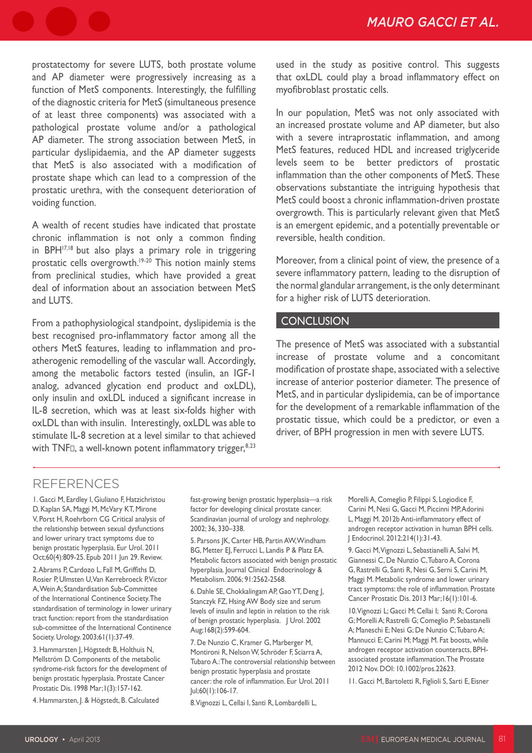prostatectomy for severe LUTS, both prostate volume and AP diameter were progressively increasing as a function of MetS components. Interestingly, the fulfilling of the diagnostic criteria for MetS (simultaneous presence of at least three components) was associated with a pathological prostate volume and/or a pathological AP diameter. The strong association between MetS, in particular dyslipidaemia, and the AP diameter suggests that MetS is also associated with a modification of prostate shape which can lead to a compression of the prostatic urethra, with the consequent deterioration of voiding function.

A wealth of recent studies have indicated that prostate chronic inflammation is not only a common finding in BPH[17,18] but also plays a primary role in triggering prostatic cells overgrowth.[19-20] This notion mainly stems from preclinical studies, which have provided a great deal of information about an association between MetS and LUTS.

From a pathophysiological standpoint, dyslipidemia is the best recognised pro-inflammatory factor among all the others MetS features, leading to inflammation and pro-atherogenic remodelling of the vascular wall. Accordingly, among the metabolic factors tested (insulin, an IGF-I analog, advanced glycation end product and oxLDL), only insulin and oxLDL induced a significant increase in IL-8 secretion, which was at least six-folds higher with oxLDL than with insulin. Interestingly, oxLDL was able to stimulate IL-8 secretion at a level similar to that achieved with TNF□, a well-known potent inflammatory trigger,[8,23] used in the study as positive control. This suggests that oxLDL could play a broad inflammatory effect on myofibroblast prostatic cells.

In our population, MetS was not only associated with an increased prostate volume and AP diameter, but also with a severe intraprostatic inflammation, and among MetS features, reduced HDL and increased triglyceride levels seem to be better predictors of prostatic inflammation than the other components of MetS. These observations substantiate the intriguing hypothesis that MetS could boost a chronic inflammation-driven prostate overgrowth. This is particularly relevant given that MetS is an emergent epidemic, and a potentially preventable or reversible, health condition.

Moreover, from a clinical point of view, the presence of a severe inflammatory pattern, leading to the disruption of the normal glandular arrangement, is the only determinant for a higher risk of LUTS deterioration.

## CONCLUSION

The presence of MetS was associated with a substantial increase of prostate volume and a concomitant modification of prostate shape, associated with a selective increase of anterior posterior diameter. The presence of MetS, and in particular dyslipidemia, can be of importance for the development of a remarkable inflammation of the prostatic tissue, which could be a predictor, or even a driver, of BPH progression in men with severe LUTS.

## REFERENCES

1. Gacci M, Eardley I, Giuliano F, Hatzichristou D, Kaplan SA, Maggi M, McVary KT, Mirone V, Porst H, Roehrborn CG Critical analysis of the relationship between sexual dysfunctions and lower urinary tract symptoms due to benign prostatic hyperplasia. Eur Urol. 2011 Oct;60(4):809-25. Epub 2011 Jun 29. Review.

2. Abrams P, Cardozo L, Fall M, Griffiths D, Rosier P, Ulmsten U, Van Kerrebroeck P, Victor A, Wein A; Standardisation Sub-Committee of the International Continence Society. The standardisation of terminology in lower urinary tract function: report from the standardisation sub-committee of the International Continence Society. Urology. 2003;61(1):37-49.

3. Hammarsten J, Högstedt B, Holthuis N, Mellström D. Components of the metabolic syndrome-risk factors for the development of benign prostatic hyperplasia. Prostate Cancer Prostatic Dis. 1998 Mar;1(3):157-162.

4. Hammarsten, J. & Högstedt, B. Calculated fast-growing benign prostatic hyperplasia—a risk factor for developing clinical prostate cancer. Scandinavian journal of urology and nephrology. 2002; 36, 330–338.

5. Parsons JK, Carter HB, Partin AW, Windham BG, Metter EJ, Ferrucci L, Landis P & Platz EA. Metabolic factors associated with benign prostatic hyperplasia. Journal Clinical Endocrinology & Metabolism. 2006; 91:2562-2568.

6. Dahle SE, Chokkalingam AP, Gao YT, Deng J, Stanczyk FZ, Hsing AW Body size and serum levels of insulin and leptin in relation to the risk of benign prostatic hyperplasia. J Urol. 2002 Aug;168(2):599-604.

7. De Nunzio C, Kramer G, Marberger M, Montironi R, Nelson W, Schröder F, Sciarra A, Tubaro A.: The controversial relationship between benign prostatic hyperplasia and prostate cancer: the role of inflammation. Eur Urol. 2011 Jul;60(1):106-17.

8. Vignozzi L, Cellai I, Santi R, Lombardelli L, Morelli A, Comeglio P, Filippi S, Logiodice F, Carini M, Nesi G, Gacci M, Piccinni MP, Adorini L, Maggi M. 2012b Anti-inflammatory effect of androgen receptor activation in human BPH cells. J Endocrinol. 2012;214(1):31-43.

9. Gacci M, Vignozzi L, Sebastianelli A, Salvi M, Giannessi C, De Nunzio C, Tubaro A, Corona G, Rastrelli G, Santi R, Nesi G, Serni S, Carini M, Maggi M. Metabolic syndrome and lower urinary tract symptoms: the role of inflammation. Prostate Cancer Prostatic Dis. 2013 Mar;16(1):101-6.

10. Vignozzi L; Gacci M; Cellai I; Santi R; Corona G; Morelli A; Rastrelli G; Comeglio P; Sebastanelli A; Maneschi E; Nesi G; De Nunzio C; Tubaro A; Mannucci E; Carini M; Maggi M. Fat boosts, while androgen receptor activation counteracts, BPH-associated prostate inflammation. The Prostate 2012 Nov. DOI: 10.1002/pros.22623.

11. Gacci M, Bartoletti R, Figlioli S, Sarti E, Eisner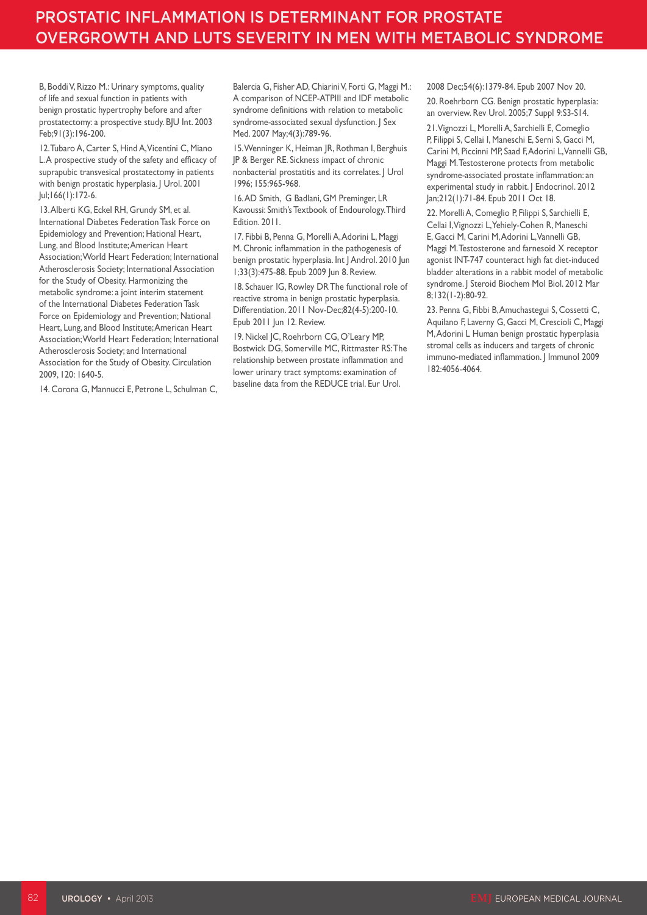B, Boddi V, Rizzo M.: Urinary symptoms, quality of life and sexual function in patients with benign prostatic hypertrophy before and after prostatectomy: a prospective study. BJU Int. 2003 Feb;91(3):196-200.

12. Tubaro A, Carter S, Hind A, Vicentini C, Miano L. A prospective study of the safety and efficacy of suprapubic transvesical prostatectomy in patients with benign prostatic hyperplasia. J Urol. 2001 Jul;166(1):172-6.

13. Alberti KG, Eckel RH, Grundy SM, et al. International Diabetes Federation Task Force on Epidemiology and Prevention; Hational Heart, Lung, and Blood Institute; American Heart Association; World Heart Federation; International Atherosclerosis Society; International Association for the Study of Obesity. Harmonizing the metabolic syndrome: a joint interim statement of the International Diabetes Federation Task Force on Epidemiology and Prevention; National Heart, Lung, and Blood Institute; American Heart Association; World Heart Federation; International Atherosclerosis Society; and International Association for the Study of Obesity. Circulation 2009, 120: 1640-5.

14. Corona G, Mannucci E, Petrone L, Schulman C, Balercia G, Fisher AD, Chiarini V, Forti G, Maggi M.: A comparison of NCEP-ATPIII and IDF metabolic syndrome definitions with relation to metabolic syndrome-associated sexual dysfunction. J Sex Med. 2007 May;4(3):789-96.

15. Wenninger K, Heiman JR, Rothman I, Berghuis JP & Berger RE. Sickness impact of chronic nonbacterial prostatitis and its correlates. J Urol 1996; 155:965-968.

16. AD Smith, G Badlani, GM Preminger, LR Kavoussi: Smith's Textbook of Endourology. Third Edition. 2011.

17. Fibbi B, Penna G, Morelli A, Adorini L, Maggi M. Chronic inflammation in the pathogenesis of benign prostatic hyperplasia. Int J Androl. 2010 Jun 1;33(3):475-88. Epub 2009 Jun 8. Review.

18. Schauer IG, Rowley DR The functional role of reactive stroma in benign prostatic hyperplasia. Differentiation. 2011 Nov-Dec;82(4-5):200-10. Epub 2011 Jun 12. Review.

19. Nickel JC, Roehrborn CG, O'Leary MP, Bostwick DG, Somerville MC, Rittmaster RS: The relationship between prostate inflammation and lower urinary tract symptoms: examination of baseline data from the REDUCE trial. Eur Urol. 2008 Dec;54(6):1379-84. Epub 2007 Nov 20.

20. Roehrborn CG. Benign prostatic hyperplasia: an overview. Rev Urol. 2005;7 Suppl 9:S3-S14.

21. Vignozzi L, Morelli A, Sarchielli E, Comeglio P, Filippi S, Cellai I, Maneschi E, Serni S, Gacci M, Carini M, Piccinni MP, Saad F, Adorini L, Vannelli GB, Maggi M. Testosterone protects from metabolic syndrome-associated prostate inflammation: an experimental study in rabbit. J Endocrinol. 2012 Jan;212(1):71-84. Epub 2011 Oct 18.

22. Morelli A, Comeglio P, Filippi S, Sarchielli E, Cellai I, Vignozzi L, Yehiely-Cohen R, Maneschi E, Gacci M, Carini M, Adorini L, Vannelli GB, Maggi M. Testosterone and farnesoid X receptor agonist INT-747 counteract high fat diet-induced bladder alterations in a rabbit model of metabolic syndrome. J Steroid Biochem Mol Biol. 2012 Mar 8;132(1-2):80-92.

23. Penna G, Fibbi B, Amuchastegui S, Cossetti C, Aquilano F, Laverny G, Gacci M, Crescioli C, Maggi M, Adorini L Human benign prostatic hyperplasia stromal cells as inducers and targets of chronic immuno-mediated inflammation. J Immunol 2009 182:4056-4064.